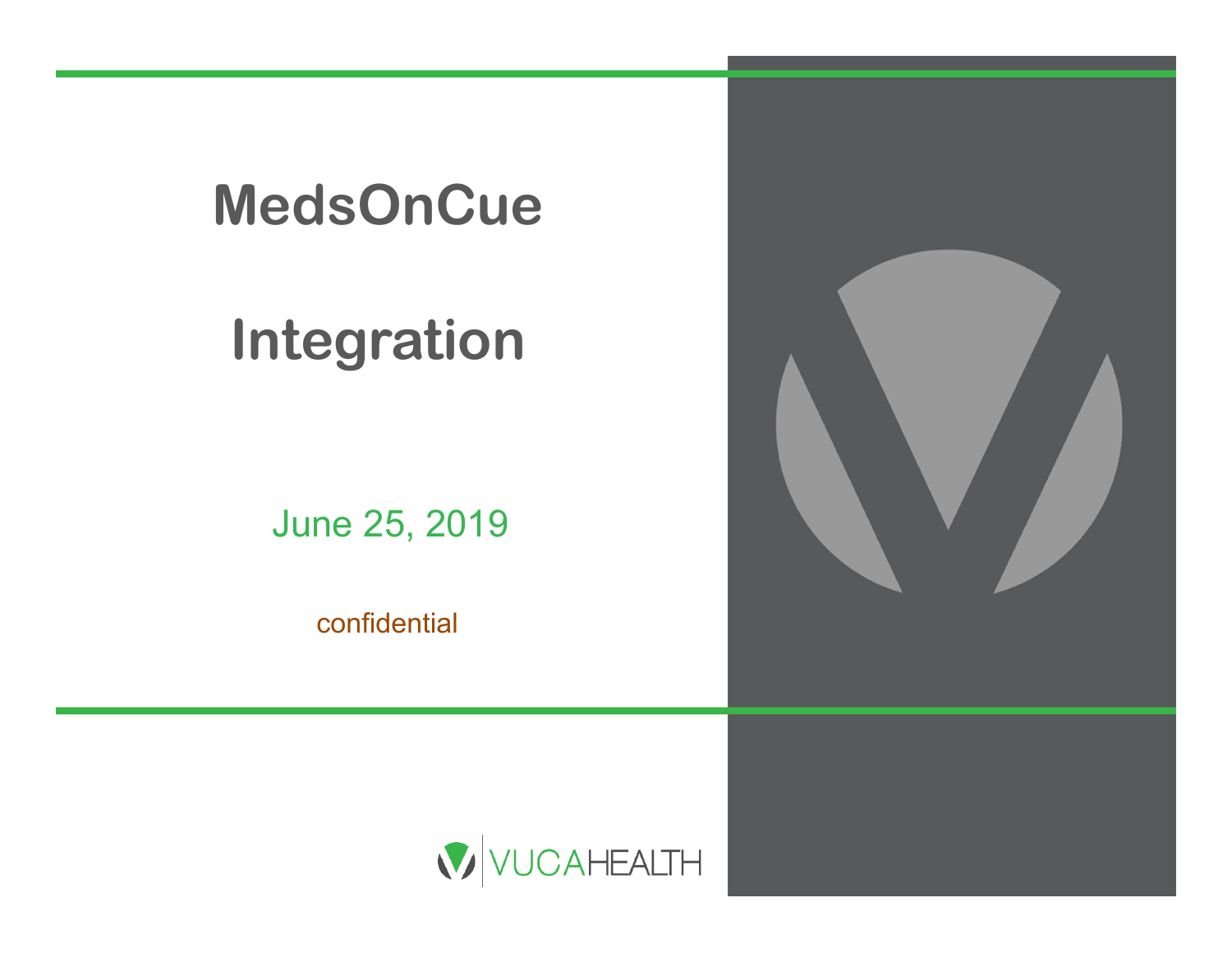# MedsOnCue

# Integration

June 25, 2019

confidential

VUCAHEALTH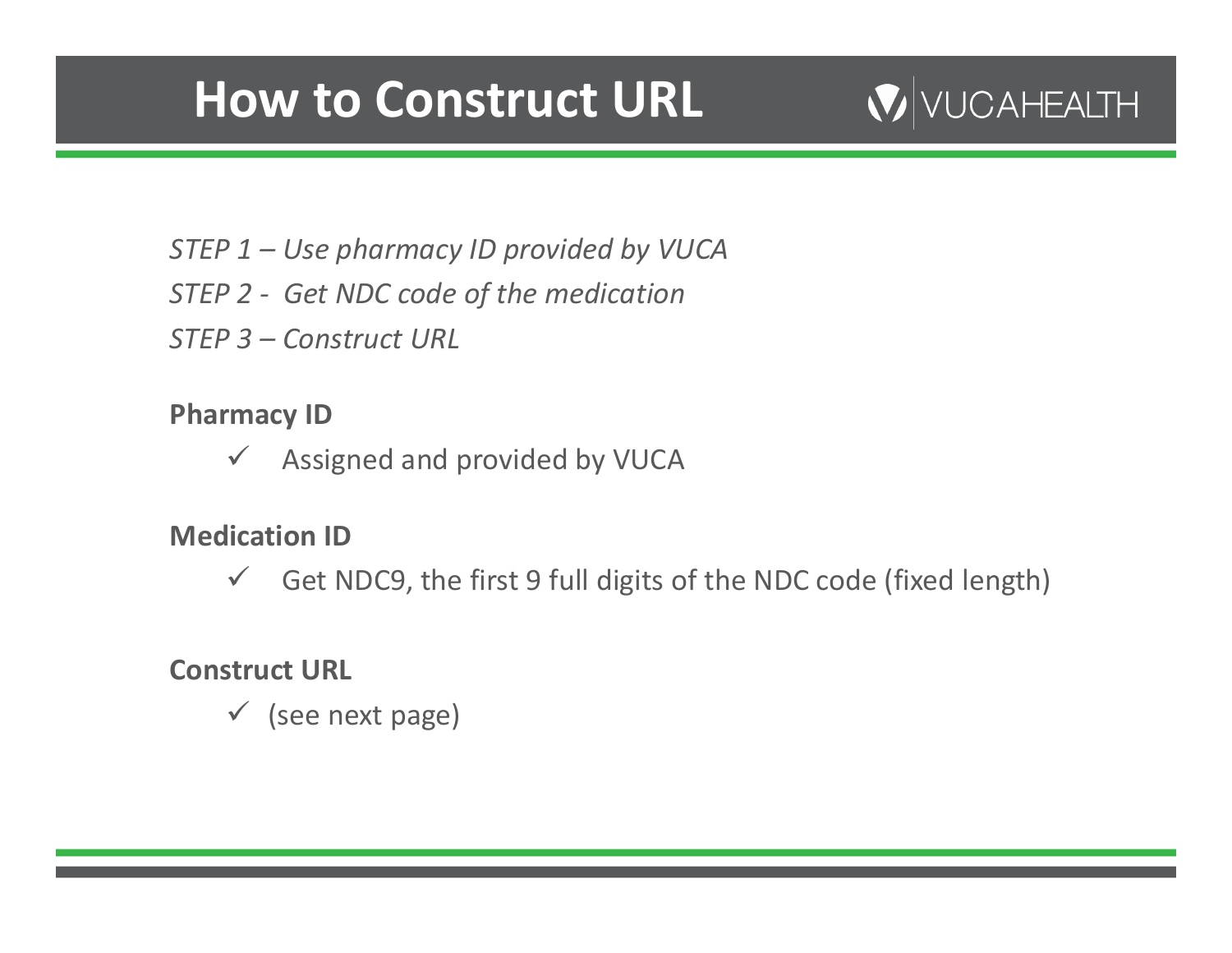# How to Construct URL

*STEP 1 – Use pharmacy ID provided by VUCA*

*STEP 2 - Get NDC code of the medication*

*STEP 3 – Construct URL*

**Pharmacy ID**

- ✓ Assigned and provided by VUCA

**Medication ID**

- ✓ Get NDC9, the first 9 full digits of the NDC code (fixed length)

**Construct URL**

- ✓ (see next page)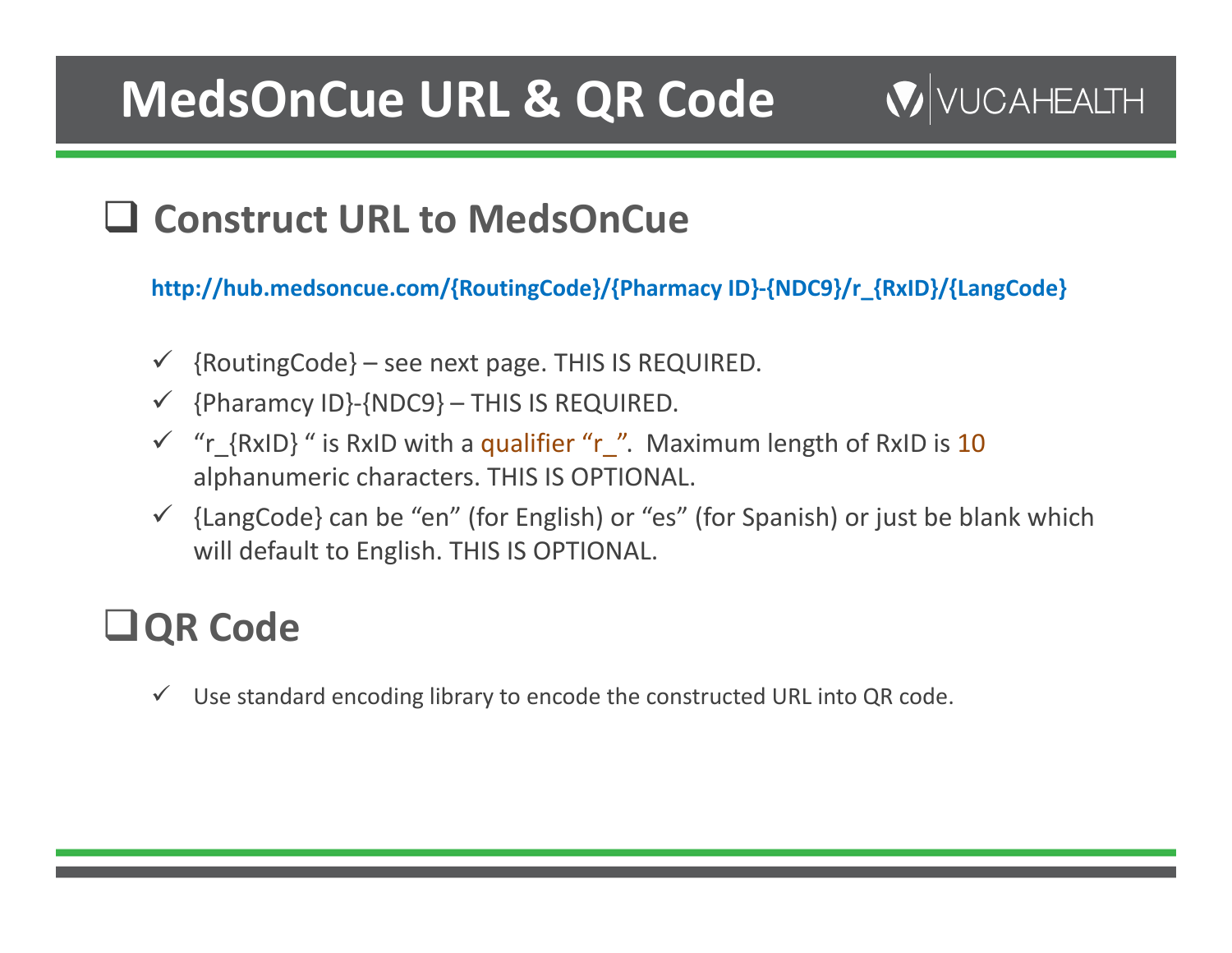# MedsOnCue URL & QR Code

VUCAHEALTH

## ❑ Construct URL to MedsOnCue

**http://hub.medsoncue.com/{RoutingCode}/{Pharmacy ID}-{NDC9}/r_{RxID}/{LangCode}**

- ✓ {RoutingCode} – see next page. THIS IS REQUIRED.
- ✓ {Pharamcy ID}-{NDC9} – THIS IS REQUIRED.
- ✓ "r_{RxID} " is RxID with a qualifier "r_". Maximum length of RxID is 10 alphanumeric characters. THIS IS OPTIONAL.
- ✓ {LangCode} can be "en" (for English) or "es" (for Spanish) or just be blank which will default to English. THIS IS OPTIONAL.

## ❑ QR Code

- ✓ Use standard encoding library to encode the constructed URL into QR code.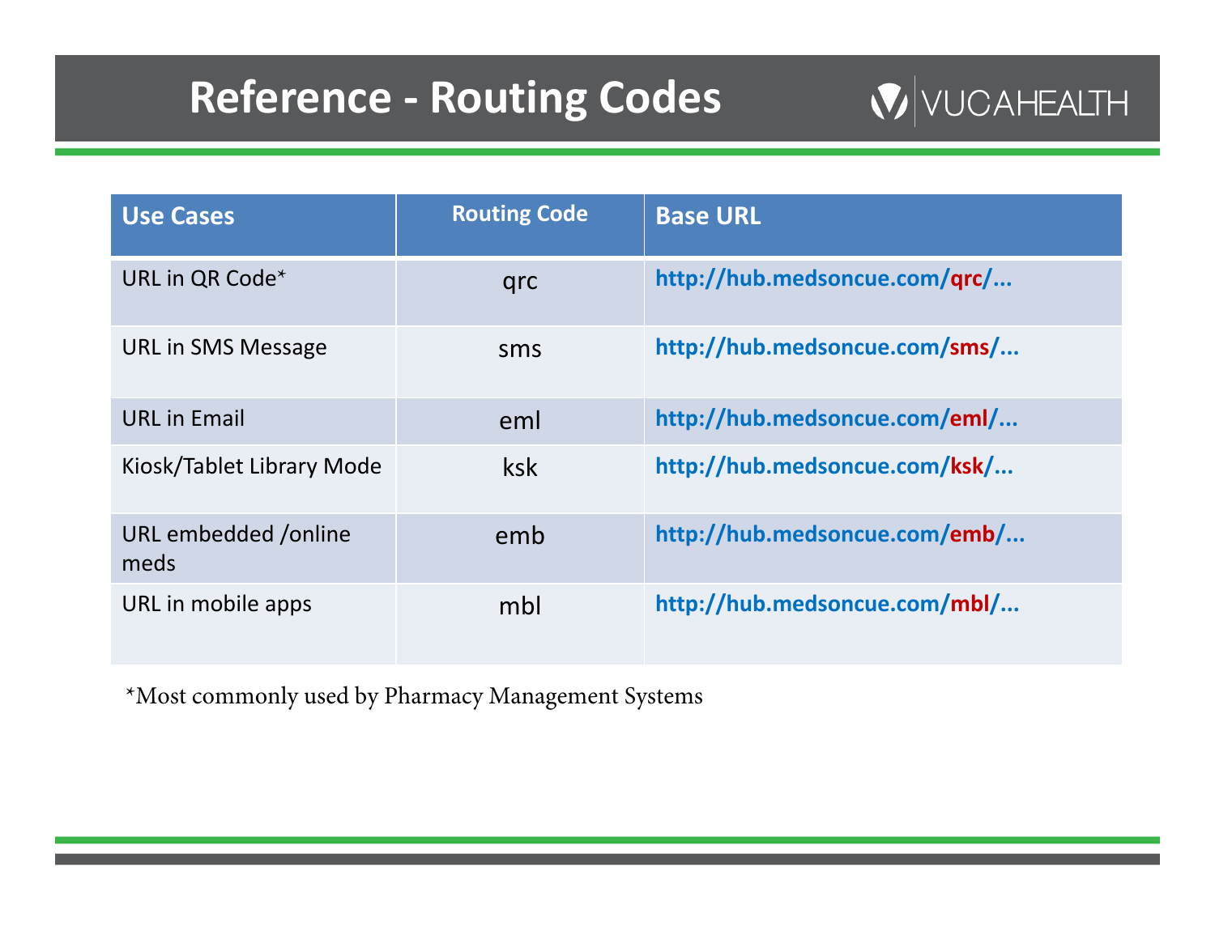# Reference - Routing Codes

VUCAHEALTH

| Use Cases | Routing Code | Base URL |
|---|---|---|
| URL in QR Code* | qrc | **http://hub.medsoncue.com/qrc/...** |
| URL in SMS Message | sms | **http://hub.medsoncue.com/sms/...** |
| URL in Email | eml | **http://hub.medsoncue.com/eml/...** |
| Kiosk/Tablet Library Mode | ksk | **http://hub.medsoncue.com/ksk/...** |
| URL embedded /online meds | emb | **http://hub.medsoncue.com/emb/...** |
| URL in mobile apps | mbl | **http://hub.medsoncue.com/mbl/...** |

*Most commonly used by Pharmacy Management Systems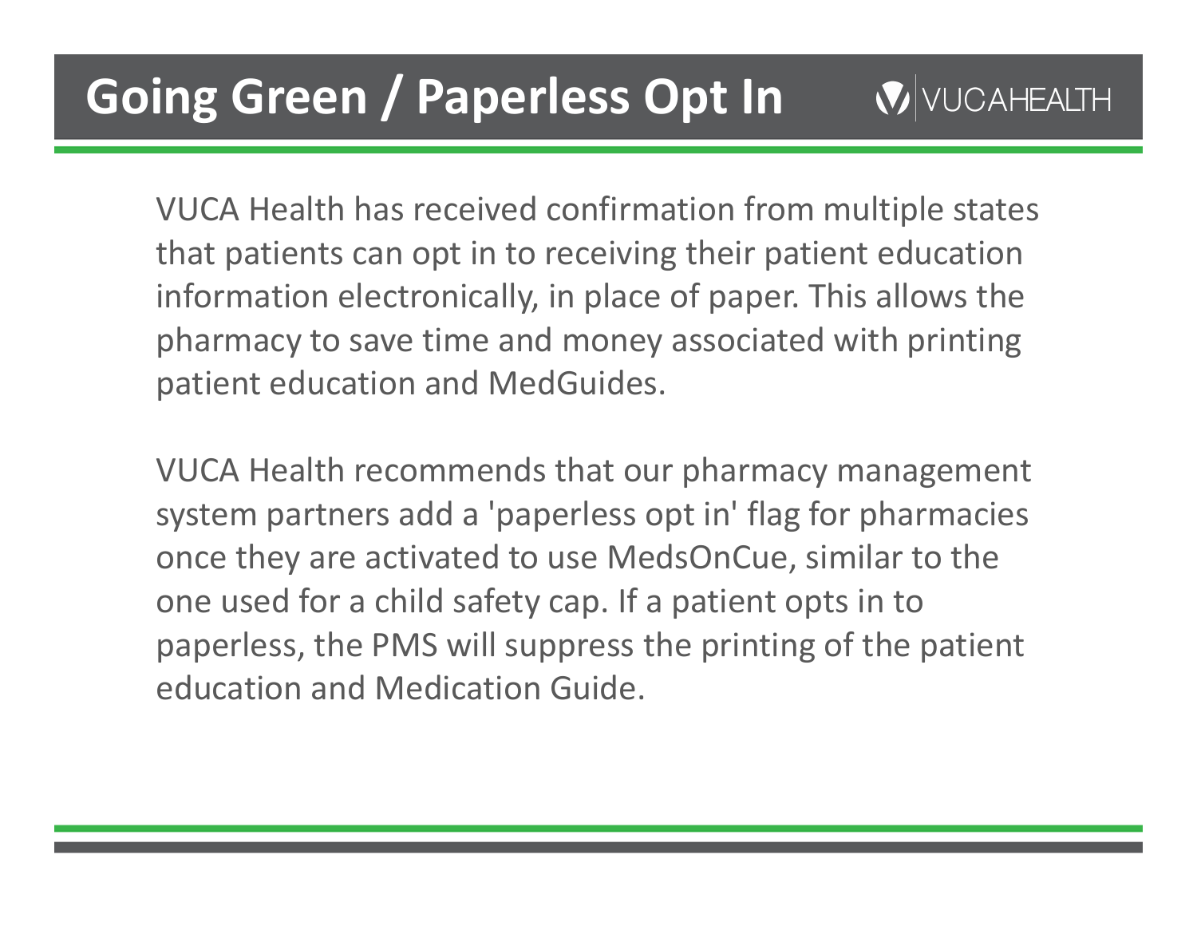# Going Green / Paperless Opt In

VUCA Health has received confirmation from multiple states that patients can opt in to receiving their patient education information electronically, in place of paper. This allows the pharmacy to save time and money associated with printing patient education and MedGuides.

VUCA Health recommends that our pharmacy management system partners add a 'paperless opt in' flag for pharmacies once they are activated to use MedsOnCue, similar to the one used for a child safety cap. If a patient opts in to paperless, the PMS will suppress the printing of the patient education and Medication Guide.